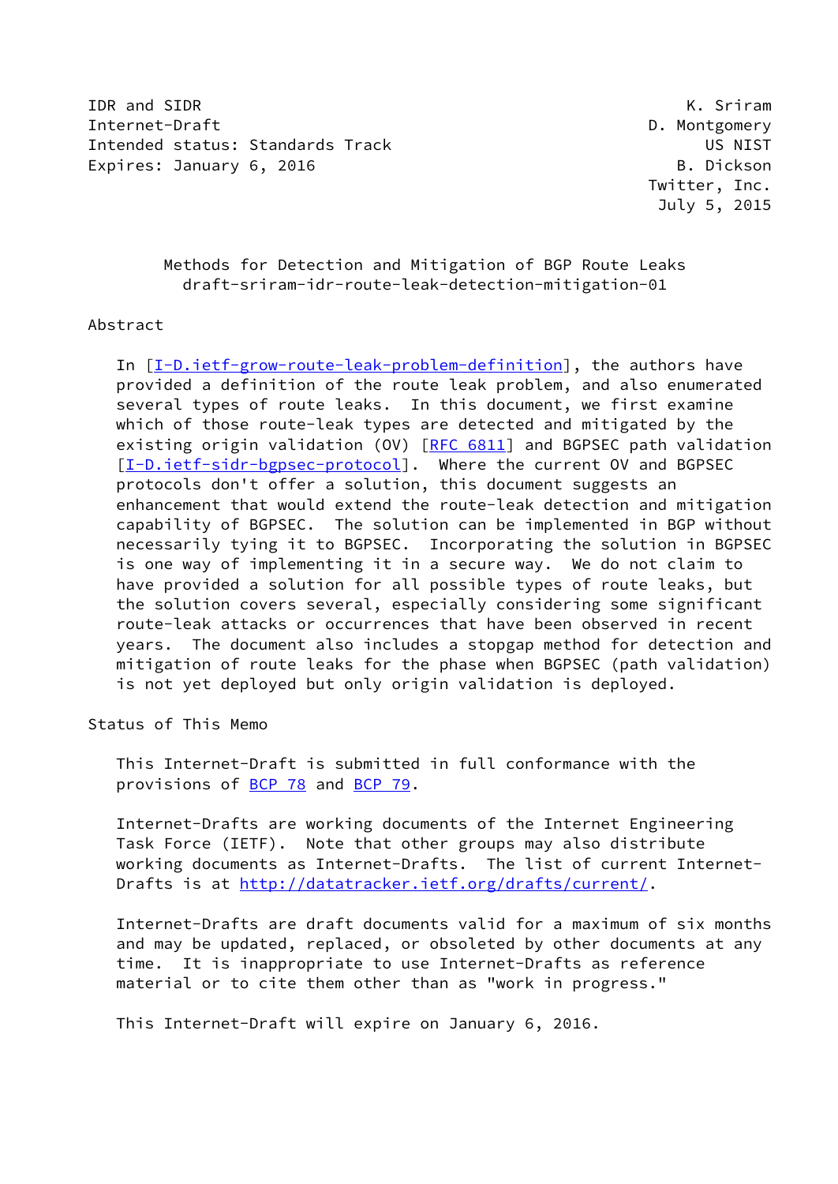IDR and SIDR                                                   K. Sriram
Internet-Draft                                             D. Montgomery
Intended status: Standards Track                                 US NIST
Expires: January 6, 2016                                      B. Dickson
                                                          Twitter, Inc.
                                                           July 5, 2015

# Methods for Detection and Mitigation of BGP Route Leaks
draft-sriram-idr-route-leak-detection-mitigation-01

## Abstract

In [I-D.ietf-grow-route-leak-problem-definition], the authors have provided a definition of the route leak problem, and also enumerated several types of route leaks. In this document, we first examine which of those route-leak types are detected and mitigated by the existing origin validation (OV) [RFC 6811] and BGPSEC path validation [I-D.ietf-sidr-bgpsec-protocol]. Where the current OV and BGPSEC protocols don't offer a solution, this document suggests an enhancement that would extend the route-leak detection and mitigation capability of BGPSEC. The solution can be implemented in BGP without necessarily tying it to BGPSEC. Incorporating the solution in BGPSEC is one way of implementing it in a secure way. We do not claim to have provided a solution for all possible types of route leaks, but the solution covers several, especially considering some significant route-leak attacks or occurrences that have been observed in recent years. The document also includes a stopgap method for detection and mitigation of route leaks for the phase when BGPSEC (path validation) is not yet deployed but only origin validation is deployed.

## Status of This Memo

This Internet-Draft is submitted in full conformance with the provisions of BCP 78 and BCP 79.

Internet-Drafts are working documents of the Internet Engineering Task Force (IETF). Note that other groups may also distribute working documents as Internet-Drafts. The list of current Internet-Drafts is at http://datatracker.ietf.org/drafts/current/.

Internet-Drafts are draft documents valid for a maximum of six months and may be updated, replaced, or obsoleted by other documents at any time. It is inappropriate to use Internet-Drafts as reference material or to cite them other than as "work in progress."

This Internet-Draft will expire on January 6, 2016.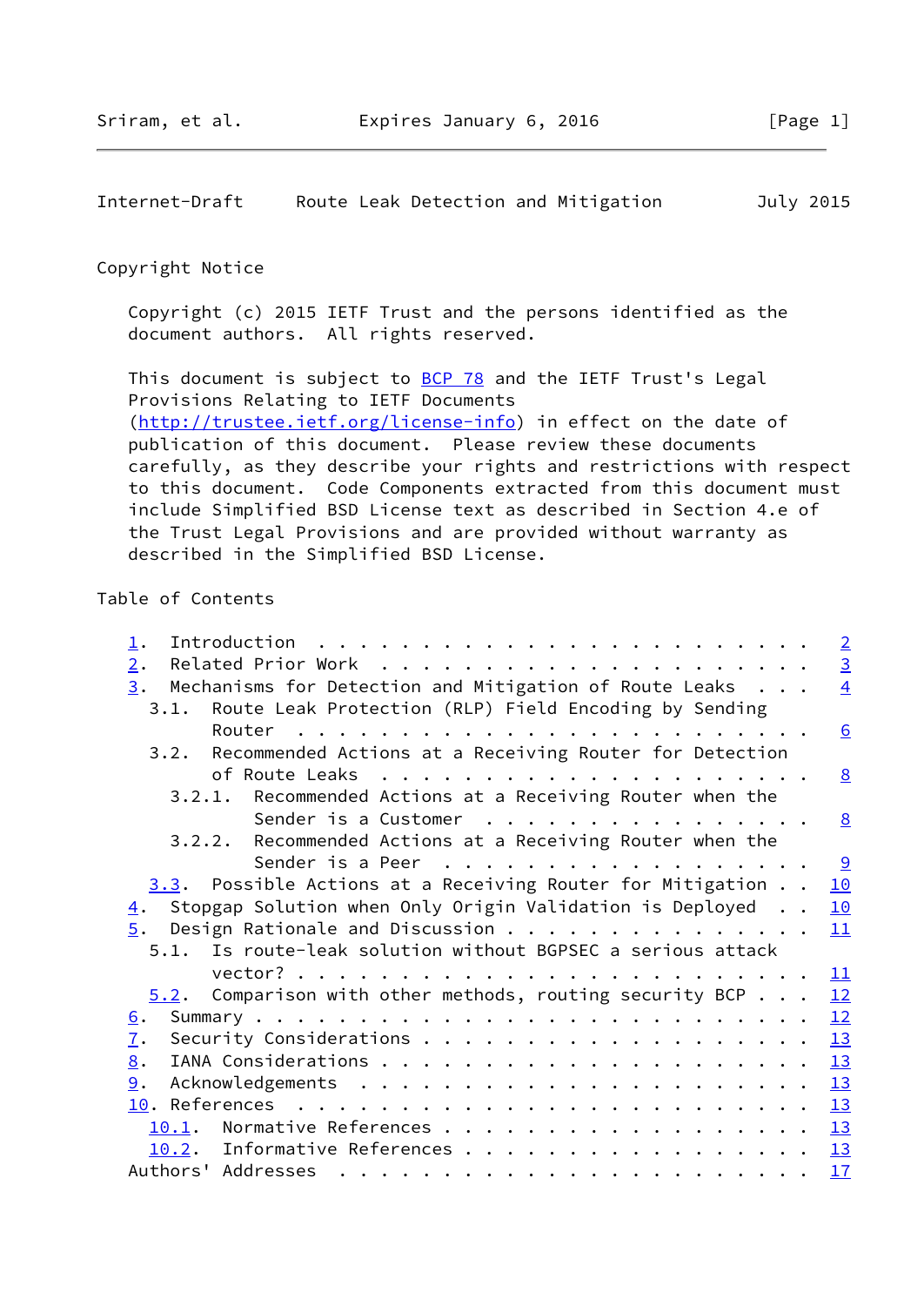Copyright Notice

Copyright (c) 2015 IETF Trust and the persons identified as the document authors. All rights reserved.

This document is subject to BCP 78 and the IETF Trust's Legal Provisions Relating to IETF Documents (http://trustee.ietf.org/license-info) in effect on the date of publication of this document. Please review these documents carefully, as they describe your rights and restrictions with respect to this document. Code Components extracted from this document must include Simplified BSD License text as described in Section 4.e of the Trust Legal Provisions and are provided without warranty as described in the Simplified BSD License.

Table of Contents

```
   1.  Introduction . . . . . . . . . . . . . . . . . . . . . . . .   2
   2.  Related Prior Work . . . . . . . . . . . . . . . . . . . . .   3
   3.  Mechanisms for Detection and Mitigation of Route Leaks . . .   4
     3.1.  Route Leak Protection (RLP) Field Encoding by Sending
           Router . . . . . . . . . . . . . . . . . . . . . . . . .   6
     3.2.  Recommended Actions at a Receiving Router for Detection
           of Route Leaks . . . . . . . . . . . . . . . . . . . . .   8
       3.2.1.  Recommended Actions at a Receiving Router when the
               Sender is a Customer . . . . . . . . . . . . . . . .   8
       3.2.2.  Recommended Actions at a Receiving Router when the
               Sender is a Peer . . . . . . . . . . . . . . . . . .   9
     3.3.  Possible Actions at a Receiving Router for Mitigation . .  10
   4.  Stopgap Solution when Only Origin Validation is Deployed . .  10
   5.  Design Rationale and Discussion . . . . . . . . . . . . . . .  11
     5.1.  Is route-leak solution without BGPSEC a serious attack
           vector? . . . . . . . . . . . . . . . . . . . . . . . . .  11
     5.2.  Comparison with other methods, routing security BCP . . .  12
   6.  Summary . . . . . . . . . . . . . . . . . . . . . . . . . . .  12
   7.  Security Considerations . . . . . . . . . . . . . . . . . . .  13
   8.  IANA Considerations . . . . . . . . . . . . . . . . . . . . .  13
   9.  Acknowledgements  . . . . . . . . . . . . . . . . . . . . . .  13
   10. References  . . . . . . . . . . . . . . . . . . . . . . . . .  13
     10.1.  Normative References . . . . . . . . . . . . . . . . . .  13
     10.2.  Informative References . . . . . . . . . . . . . . . . .  13
   Authors' Addresses  . . . . . . . . . . . . . . . . . . . . . . .  17
```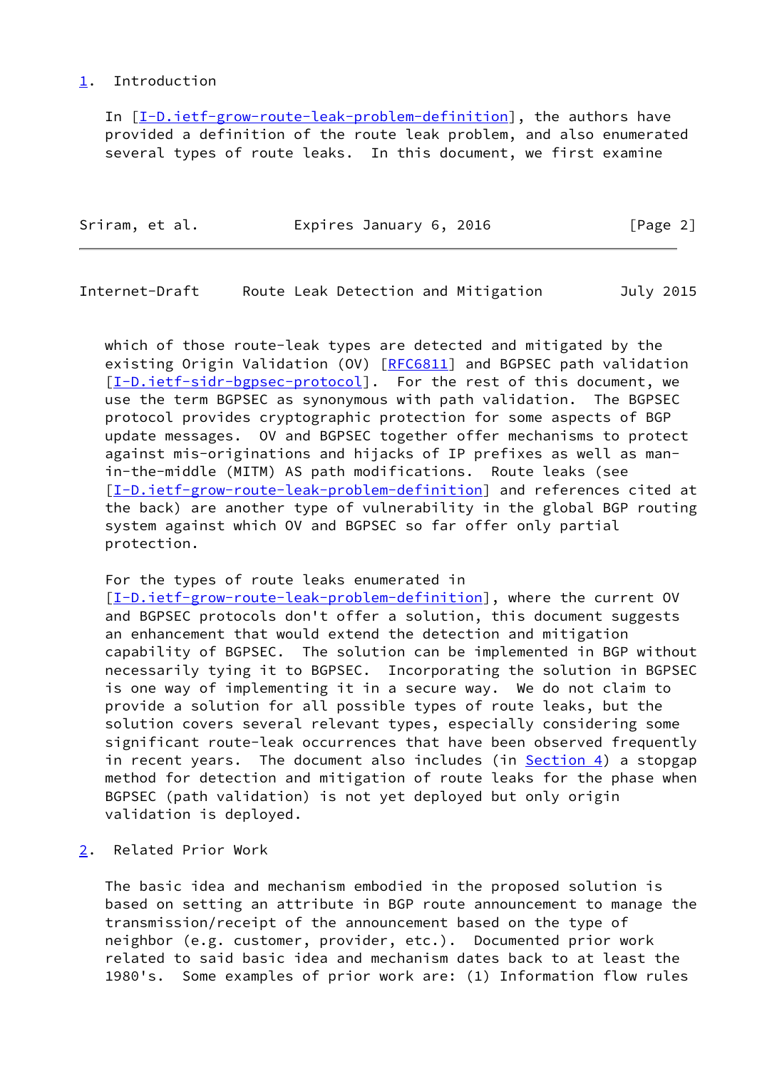## 1. Introduction

In [I-D.ietf-grow-route-leak-problem-definition], the authors have provided a definition of the route leak problem, and also enumerated several types of route leaks. In this document, we first examine which of those route-leak types are detected and mitigated by the existing Origin Validation (OV) [RFC6811] and BGPSEC path validation [I-D.ietf-sidr-bgpsec-protocol]. For the rest of this document, we use the term BGPSEC as synonymous with path validation. The BGPSEC protocol provides cryptographic protection for some aspects of BGP update messages. OV and BGPSEC together offer mechanisms to protect against mis-originations and hijacks of IP prefixes as well as man-in-the-middle (MITM) AS path modifications. Route leaks (see [I-D.ietf-grow-route-leak-problem-definition] and references cited at the back) are another type of vulnerability in the global BGP routing system against which OV and BGPSEC so far offer only partial protection.

For the types of route leaks enumerated in [I-D.ietf-grow-route-leak-problem-definition], where the current OV and BGPSEC protocols don't offer a solution, this document suggests an enhancement that would extend the detection and mitigation capability of BGPSEC. The solution can be implemented in BGP without necessarily tying it to BGPSEC. Incorporating the solution in BGPSEC is one way of implementing it in a secure way. We do not claim to provide a solution for all possible types of route leaks, but the solution covers several relevant types, especially considering some significant route-leak occurrences that have been observed frequently in recent years. The document also includes (in Section 4) a stopgap method for detection and mitigation of route leaks for the phase when BGPSEC (path validation) is not yet deployed but only origin validation is deployed.

## 2. Related Prior Work

The basic idea and mechanism embodied in the proposed solution is based on setting an attribute in BGP route announcement to manage the transmission/receipt of the announcement based on the type of neighbor (e.g. customer, provider, etc.). Documented prior work related to said basic idea and mechanism dates back to at least the 1980's. Some examples of prior work are: (1) Information flow rules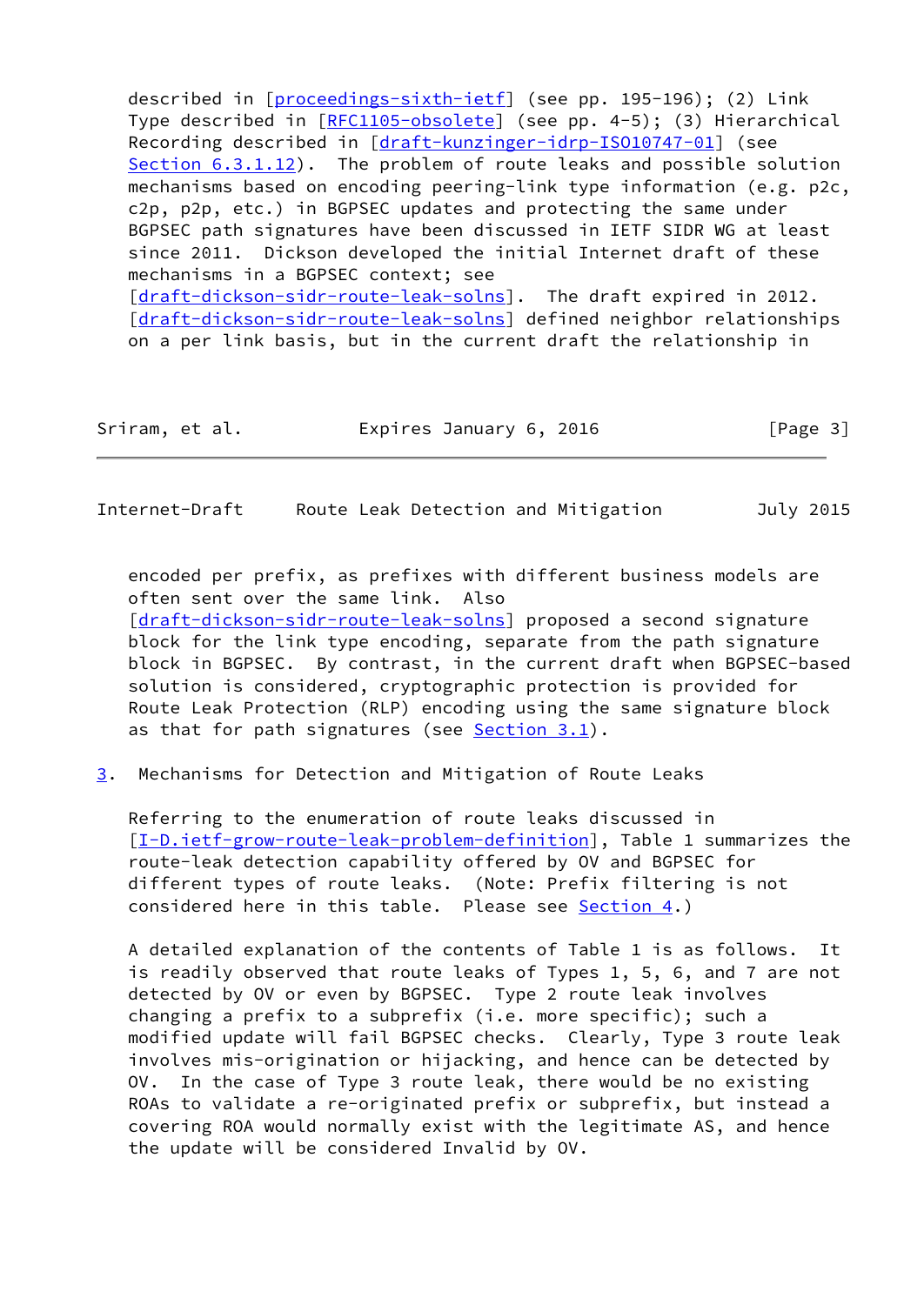described in [proceedings-sixth-ietf] (see pp. 195-196); (2) Link Type described in [RFC1105-obsolete] (see pp. 4-5); (3) Hierarchical Recording described in [draft-kunzinger-idrp-ISO10747-01] (see Section 6.3.1.12). The problem of route leaks and possible solution mechanisms based on encoding peering-link type information (e.g. p2c, c2p, p2p, etc.) in BGPSEC updates and protecting the same under BGPSEC path signatures have been discussed in IETF SIDR WG at least since 2011. Dickson developed the initial Internet draft of these mechanisms in a BGPSEC context; see [draft-dickson-sidr-route-leak-solns]. The draft expired in 2012. [draft-dickson-sidr-route-leak-solns] defined neighbor relationships on a per link basis, but in the current draft the relationship in encoded per prefix, as prefixes with different business models are often sent over the same link. Also [draft-dickson-sidr-route-leak-solns] proposed a second signature block for the link type encoding, separate from the path signature block in BGPSEC. By contrast, in the current draft when BGPSEC-based solution is considered, cryptographic protection is provided for Route Leak Protection (RLP) encoding using the same signature block as that for path signatures (see Section 3.1).

## 3. Mechanisms for Detection and Mitigation of Route Leaks

Referring to the enumeration of route leaks discussed in [I-D.ietf-grow-route-leak-problem-definition], Table 1 summarizes the route-leak detection capability offered by OV and BGPSEC for different types of route leaks. (Note: Prefix filtering is not considered here in this table. Please see Section 4.)

A detailed explanation of the contents of Table 1 is as follows. It is readily observed that route leaks of Types 1, 5, 6, and 7 are not detected by OV or even by BGPSEC. Type 2 route leak involves changing a prefix to a subprefix (i.e. more specific); such a modified update will fail BGPSEC checks. Clearly, Type 3 route leak involves mis-origination or hijacking, and hence can be detected by OV. In the case of Type 3 route leak, there would be no existing ROAs to validate a re-originated prefix or subprefix, but instead a covering ROA would normally exist with the legitimate AS, and hence the update will be considered Invalid by OV.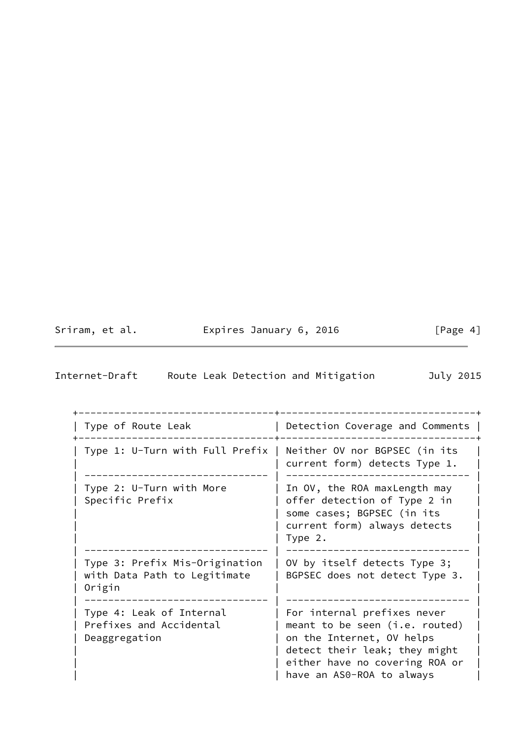| Type of Route Leak | Detection Coverage and Comments |
| --- | --- |
| Type 1: U-Turn with Full Prefix | Neither OV nor BGPSEC (in its current form) detects Type 1. |
| Type 2: U-Turn with More Specific Prefix | In OV, the ROA maxLength may offer detection of Type 2 in some cases; BGPSEC (in its current form) always detects Type 2. |
| Type 3: Prefix Mis-Origination with Data Path to Legitimate Origin | OV by itself detects Type 3; BGPSEC does not detect Type 3. |
| Type 4: Leak of Internal Prefixes and Accidental Deaggregation | For internal prefixes never meant to be seen (i.e. routed) on the Internet, OV helps detect their leak; they might either have no covering ROA or have an AS0-ROA to always |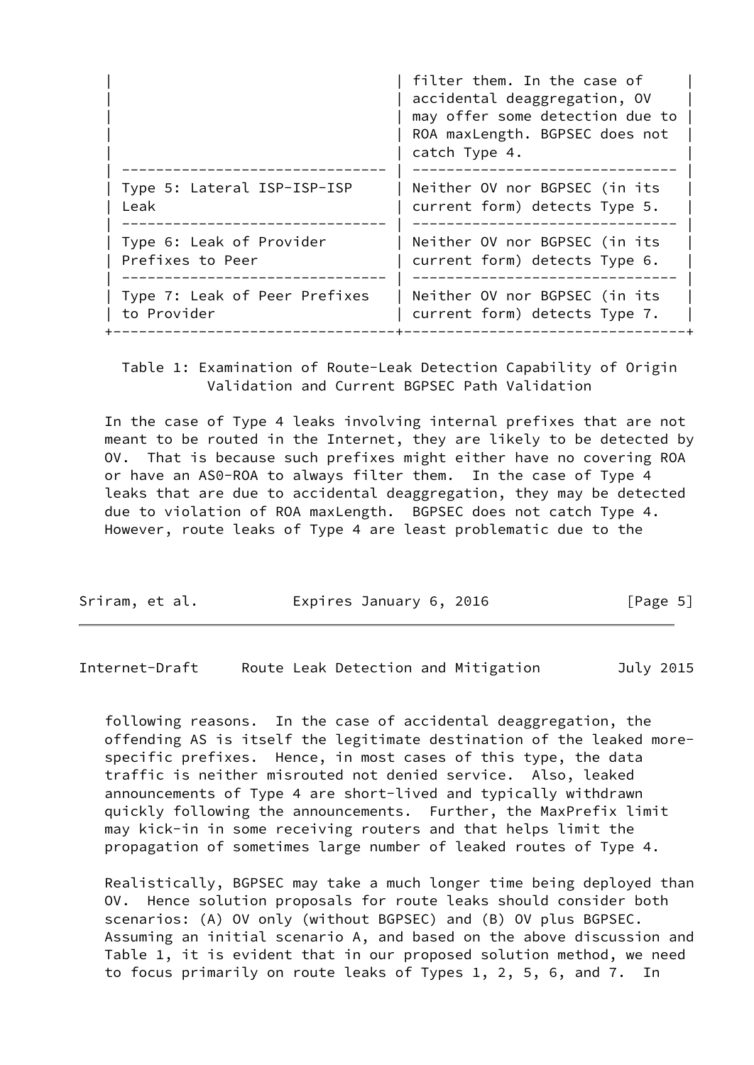| | |
|---|---|
| | filter them. In the case of accidental deaggregation, OV may offer some detection due to ROA maxLength. BGPSEC does not catch Type 4. |
| Type 5: Lateral ISP-ISP-ISP Leak | Neither OV nor BGPSEC (in its current form) detects Type 5. |
| Type 6: Leak of Provider Prefixes to Peer | Neither OV nor BGPSEC (in its current form) detects Type 6. |
| Type 7: Leak of Peer Prefixes to Provider | Neither OV nor BGPSEC (in its current form) detects Type 7. |

Table 1: Examination of Route-Leak Detection Capability of Origin Validation and Current BGPSEC Path Validation

In the case of Type 4 leaks involving internal prefixes that are not meant to be routed in the Internet, they are likely to be detected by OV. That is because such prefixes might either have no covering ROA or have an AS0-ROA to always filter them. In the case of Type 4 leaks that are due to accidental deaggregation, they may be detected due to violation of ROA maxLength. BGPSEC does not catch Type 4. However, route leaks of Type 4 are least problematic due to the following reasons. In the case of accidental deaggregation, the offending AS is itself the legitimate destination of the leaked more-specific prefixes. Hence, in most cases of this type, the data traffic is neither misrouted not denied service. Also, leaked announcements of Type 4 are short-lived and typically withdrawn quickly following the announcements. Further, the MaxPrefix limit may kick-in in some receiving routers and that helps limit the propagation of sometimes large number of leaked routes of Type 4.

Realistically, BGPSEC may take a much longer time being deployed than OV. Hence solution proposals for route leaks should consider both scenarios: (A) OV only (without BGPSEC) and (B) OV plus BGPSEC. Assuming an initial scenario A, and based on the above discussion and Table 1, it is evident that in our proposed solution method, we need to focus primarily on route leaks of Types 1, 2, 5, 6, and 7. In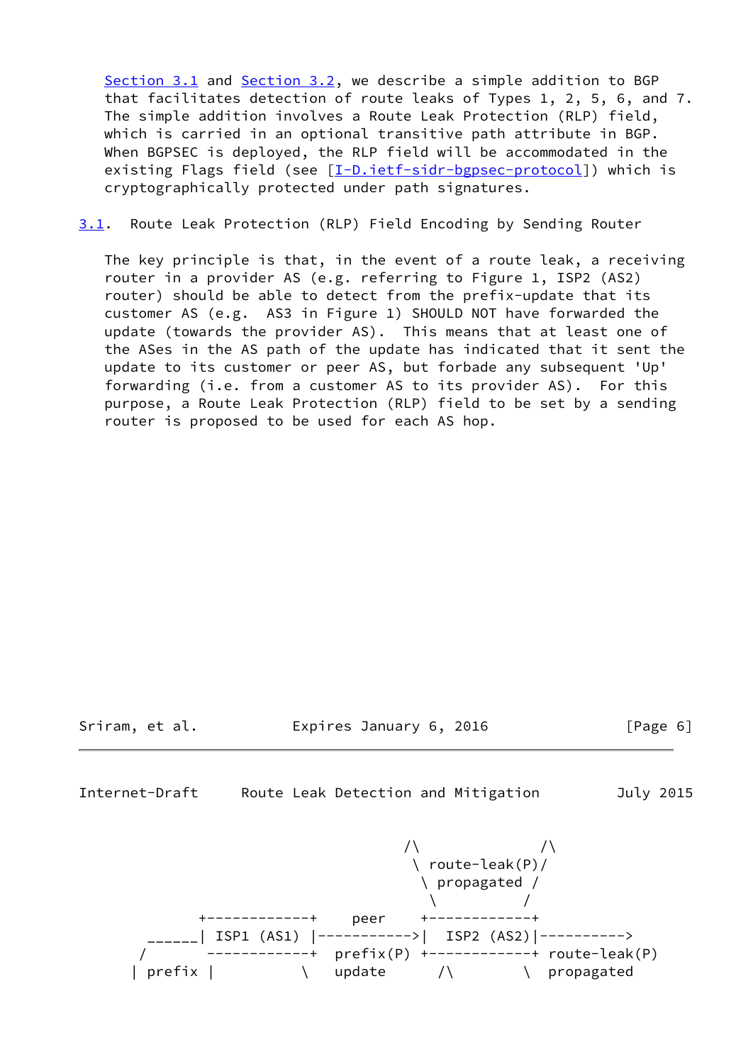Section 3.1 and Section 3.2, we describe a simple addition to BGP that facilitates detection of route leaks of Types 1, 2, 5, 6, and 7. The simple addition involves a Route Leak Protection (RLP) field, which is carried in an optional transitive path attribute in BGP. When BGPSEC is deployed, the RLP field will be accommodated in the existing Flags field (see [I-D.ietf-sidr-bgpsec-protocol]) which is cryptographically protected under path signatures.

## 3.1. Route Leak Protection (RLP) Field Encoding by Sending Router

The key principle is that, in the event of a route leak, a receiving router in a provider AS (e.g. referring to Figure 1, ISP2 (AS2) router) should be able to detect from the prefix-update that its customer AS (e.g. AS3 in Figure 1) SHOULD NOT have forwarded the update (towards the provider AS). This means that at least one of the ASes in the AS path of the update has indicated that it sent the update to its customer or peer AS, but forbade any subsequent 'Up' forwarding (i.e. from a customer AS to its provider AS). For this purpose, a Route Leak Protection (RLP) field to be set by a sending router is proposed to be used for each AS hop.

```
                                 /\              /\
                                  \ route-leak(P)/
                                   \ propagated /
                                    \          /
           +------------+    peer    +------------+
     ______| ISP1 (AS1) |----------->|  ISP2 (AS2)|---------->
    /       ------------+  prefix(P) +------------+ route-leak(P)
   | prefix |          \   update      /\        \  propagated
```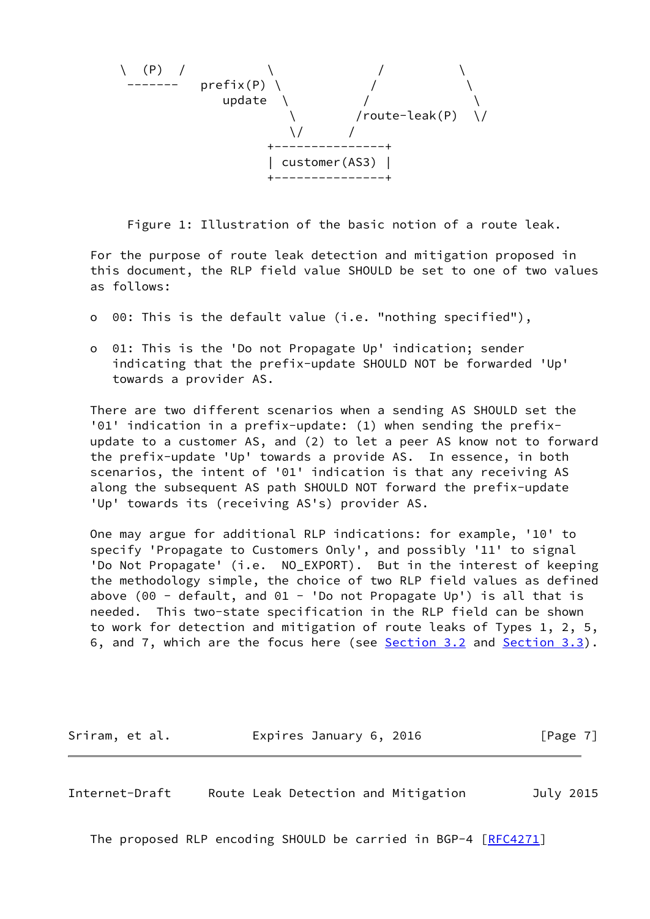```
      \  (P)  /           \              /          \
       -------   prefix(P) \            /            \
                    update  \          /              \
                             \        /route-leak(P)  \/
                             \/      /
                          +---------------+
                          | customer(AS3) |
                          +---------------+
```

Figure 1: Illustration of the basic notion of a route leak.

For the purpose of route leak detection and mitigation proposed in this document, the RLP field value SHOULD be set to one of two values as follows:

- 00: This is the default value (i.e. "nothing specified"),
- 01: This is the 'Do not Propagate Up' indication; sender indicating that the prefix-update SHOULD NOT be forwarded 'Up' towards a provider AS.

There are two different scenarios when a sending AS SHOULD set the '01' indication in a prefix-update: (1) when sending the prefix-update to a customer AS, and (2) to let a peer AS know not to forward the prefix-update 'Up' towards a provide AS. In essence, in both scenarios, the intent of '01' indication is that any receiving AS along the subsequent AS path SHOULD NOT forward the prefix-update 'Up' towards its (receiving AS's) provider AS.

One may argue for additional RLP indications: for example, '10' to specify 'Propagate to Customers Only', and possibly '11' to signal 'Do Not Propagate' (i.e. NO_EXPORT). But in the interest of keeping the methodology simple, the choice of two RLP field values as defined above (00 - default, and 01 - 'Do not Propagate Up') is all that is needed. This two-state specification in the RLP field can be shown to work for detection and mitigation of route leaks of Types 1, 2, 5, 6, and 7, which are the focus here (see Section 3.2 and Section 3.3).

The proposed RLP encoding SHOULD be carried in BGP-4 [RFC4271]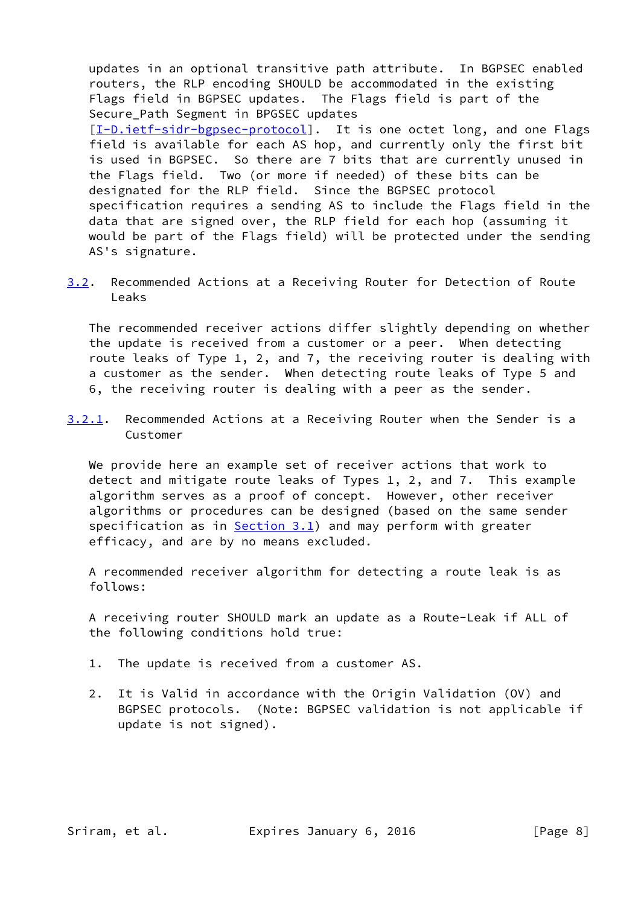updates in an optional transitive path attribute. In BGPSEC enabled routers, the RLP encoding SHOULD be accommodated in the existing Flags field in BGPSEC updates. The Flags field is part of the Secure_Path Segment in BPGSEC updates [I-D.ietf-sidr-bgpsec-protocol]. It is one octet long, and one Flags field is available for each AS hop, and currently only the first bit is used in BGPSEC. So there are 7 bits that are currently unused in the Flags field. Two (or more if needed) of these bits can be designated for the RLP field. Since the BGPSEC protocol specification requires a sending AS to include the Flags field in the data that are signed over, the RLP field for each hop (assuming it would be part of the Flags field) will be protected under the sending AS's signature.

### 3.2. Recommended Actions at a Receiving Router for Detection of Route Leaks

The recommended receiver actions differ slightly depending on whether the update is received from a customer or a peer. When detecting route leaks of Type 1, 2, and 7, the receiving router is dealing with a customer as the sender. When detecting route leaks of Type 5 and 6, the receiving router is dealing with a peer as the sender.

#### 3.2.1. Recommended Actions at a Receiving Router when the Sender is a Customer

We provide here an example set of receiver actions that work to detect and mitigate route leaks of Types 1, 2, and 7. This example algorithm serves as a proof of concept. However, other receiver algorithms or procedures can be designed (based on the same sender specification as in Section 3.1) and may perform with greater efficacy, and are by no means excluded.

A recommended receiver algorithm for detecting a route leak is as follows:

A receiving router SHOULD mark an update as a Route-Leak if ALL of the following conditions hold true:

1. The update is received from a customer AS.

2. It is Valid in accordance with the Origin Validation (OV) and BGPSEC protocols. (Note: BGPSEC validation is not applicable if update is not signed).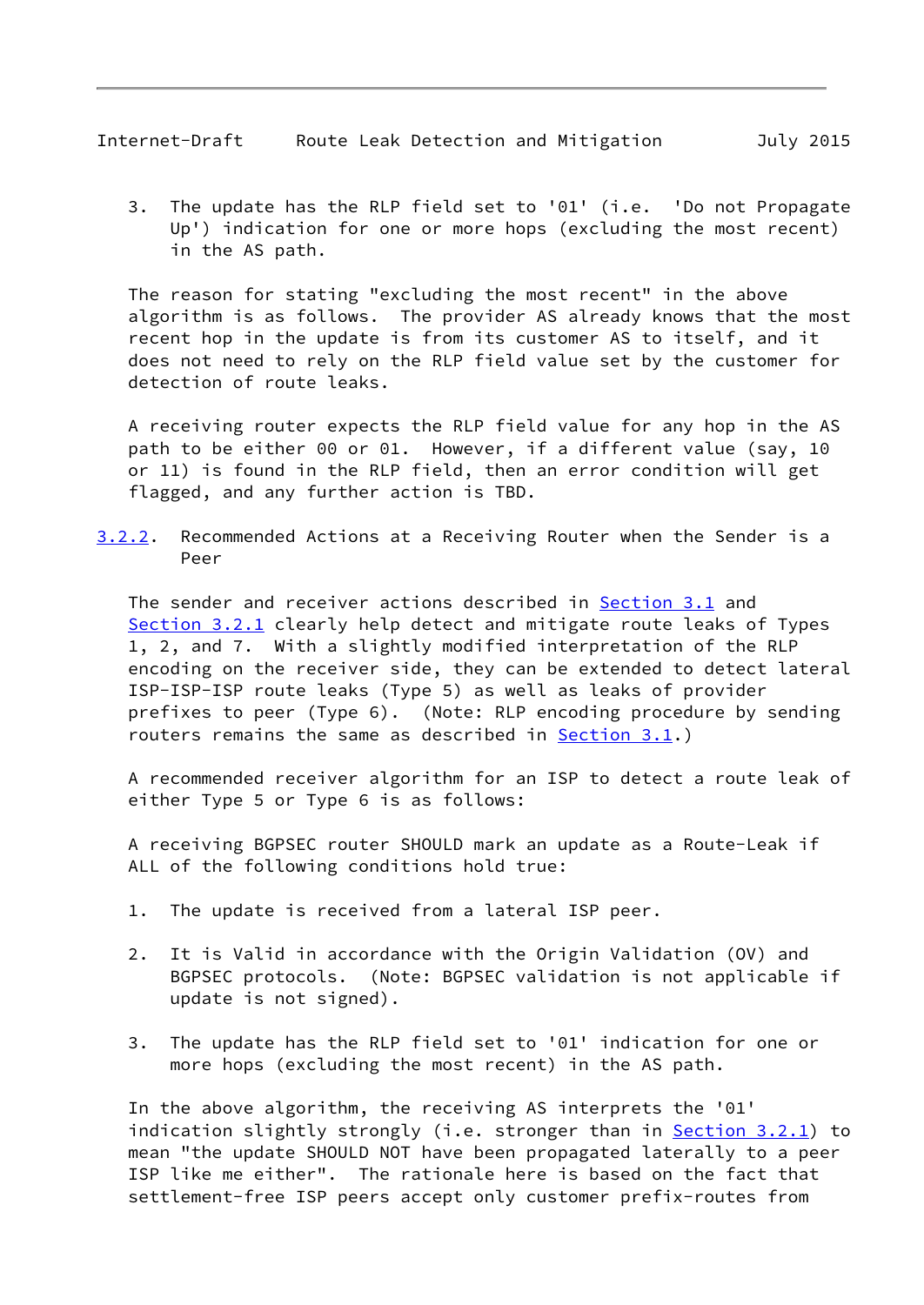3. The update has the RLP field set to '01' (i.e. 'Do not Propagate Up') indication for one or more hops (excluding the most recent) in the AS path.

The reason for stating "excluding the most recent" in the above algorithm is as follows. The provider AS already knows that the most recent hop in the update is from its customer AS to itself, and it does not need to rely on the RLP field value set by the customer for detection of route leaks.

A receiving router expects the RLP field value for any hop in the AS path to be either 00 or 01. However, if a different value (say, 10 or 11) is found in the RLP field, then an error condition will get flagged, and any further action is TBD.

### 3.2.2. Recommended Actions at a Receiving Router when the Sender is a Peer

The sender and receiver actions described in Section 3.1 and Section 3.2.1 clearly help detect and mitigate route leaks of Types 1, 2, and 7. With a slightly modified interpretation of the RLP encoding on the receiver side, they can be extended to detect lateral ISP-ISP-ISP route leaks (Type 5) as well as leaks of provider prefixes to peer (Type 6). (Note: RLP encoding procedure by sending routers remains the same as described in Section 3.1.)

A recommended receiver algorithm for an ISP to detect a route leak of either Type 5 or Type 6 is as follows:

A receiving BGPSEC router SHOULD mark an update as a Route-Leak if ALL of the following conditions hold true:

1. The update is received from a lateral ISP peer.

2. It is Valid in accordance with the Origin Validation (OV) and BGPSEC protocols. (Note: BGPSEC validation is not applicable if update is not signed).

3. The update has the RLP field set to '01' indication for one or more hops (excluding the most recent) in the AS path.

In the above algorithm, the receiving AS interprets the '01' indication slightly strongly (i.e. stronger than in Section 3.2.1) to mean "the update SHOULD NOT have been propagated laterally to a peer ISP like me either". The rationale here is based on the fact that settlement-free ISP peers accept only customer prefix-routes from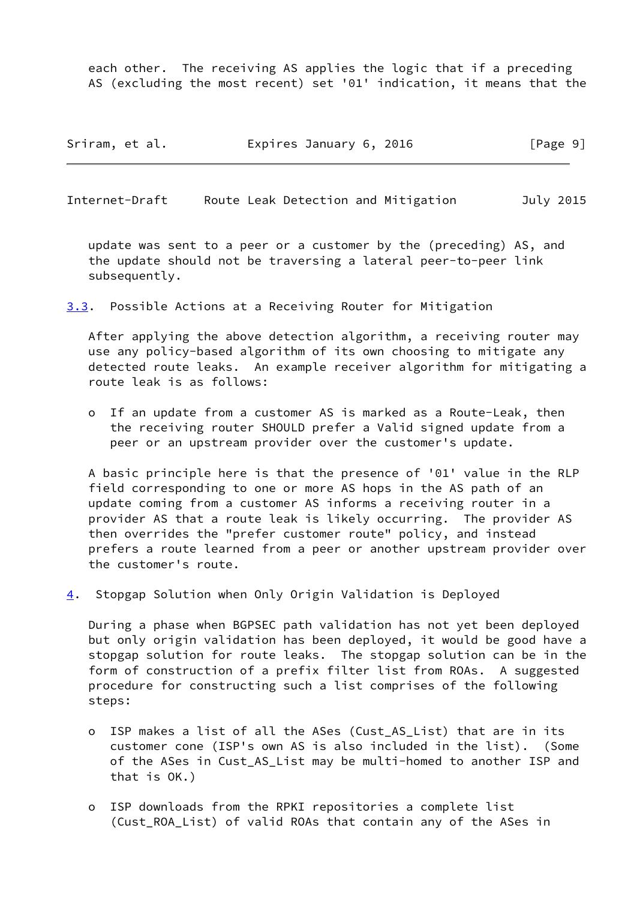each other. The receiving AS applies the logic that if a preceding AS (excluding the most recent) set '01' indication, it means that the update was sent to a peer or a customer by the (preceding) AS, and the update should not be traversing a lateral peer-to-peer link subsequently.

### 3.3. Possible Actions at a Receiving Router for Mitigation

After applying the above detection algorithm, a receiving router may use any policy-based algorithm of its own choosing to mitigate any detected route leaks. An example receiver algorithm for mitigating a route leak is as follows:

- If an update from a customer AS is marked as a Route-Leak, then the receiving router SHOULD prefer a Valid signed update from a peer or an upstream provider over the customer's update.

A basic principle here is that the presence of '01' value in the RLP field corresponding to one or more AS hops in the AS path of an update coming from a customer AS informs a receiving router in a provider AS that a route leak is likely occurring. The provider AS then overrides the "prefer customer route" policy, and instead prefers a route learned from a peer or another upstream provider over the customer's route.

## 4. Stopgap Solution when Only Origin Validation is Deployed

During a phase when BGPSEC path validation has not yet been deployed but only origin validation has been deployed, it would be good have a stopgap solution for route leaks. The stopgap solution can be in the form of construction of a prefix filter list from ROAs. A suggested procedure for constructing such a list comprises of the following steps:

- ISP makes a list of all the ASes (Cust_AS_List) that are in its customer cone (ISP's own AS is also included in the list). (Some of the ASes in Cust_AS_List may be multi-homed to another ISP and that is OK.)

- ISP downloads from the RPKI repositories a complete list (Cust_ROA_List) of valid ROAs that contain any of the ASes in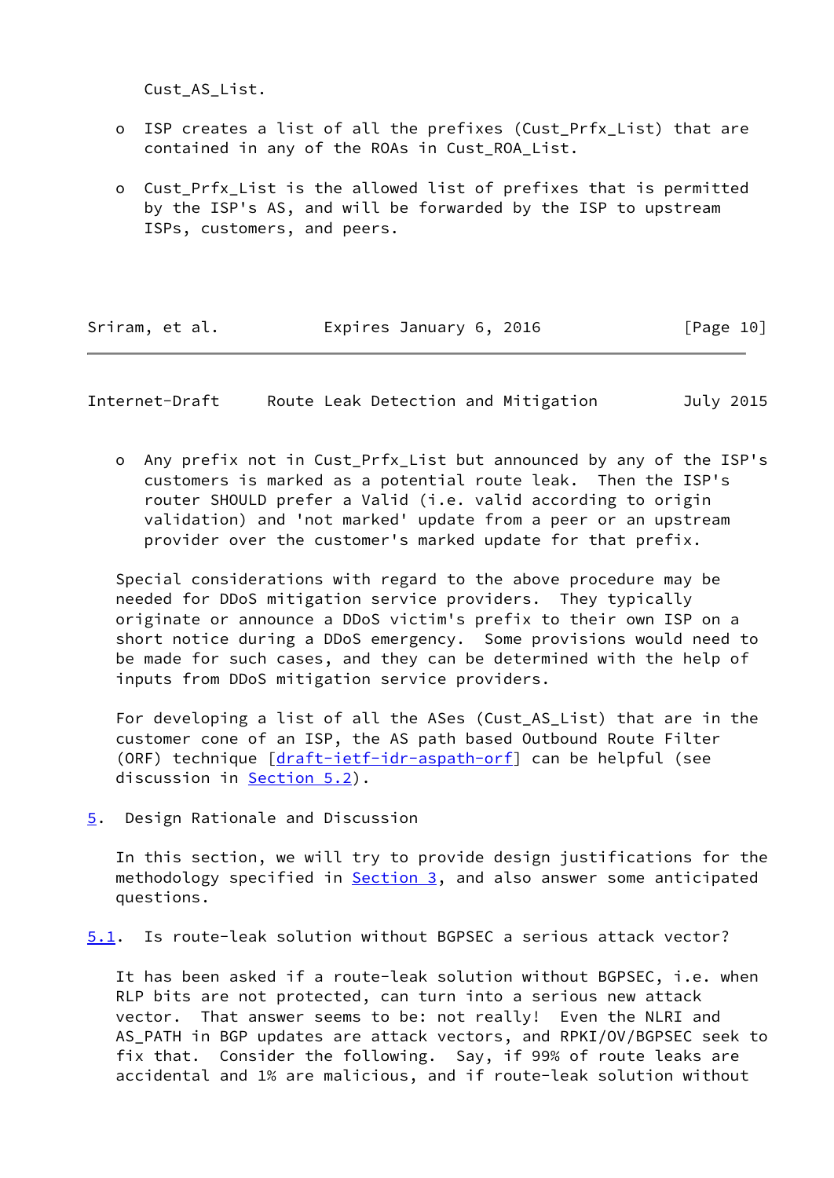Cust_AS_List.

- ISP creates a list of all the prefixes (Cust_Prfx_List) that are contained in any of the ROAs in Cust_ROA_List.

- Cust_Prfx_List is the allowed list of prefixes that is permitted by the ISP's AS, and will be forwarded by the ISP to upstream ISPs, customers, and peers.

- Any prefix not in Cust_Prfx_List but announced by any of the ISP's customers is marked as a potential route leak. Then the ISP's router SHOULD prefer a Valid (i.e. valid according to origin validation) and 'not marked' update from a peer or an upstream provider over the customer's marked update for that prefix.

Special considerations with regard to the above procedure may be needed for DDoS mitigation service providers. They typically originate or announce a DDoS victim's prefix to their own ISP on a short notice during a DDoS emergency. Some provisions would need to be made for such cases, and they can be determined with the help of inputs from DDoS mitigation service providers.

For developing a list of all the ASes (Cust_AS_List) that are in the customer cone of an ISP, the AS path based Outbound Route Filter (ORF) technique [draft-ietf-idr-aspath-orf] can be helpful (see discussion in Section 5.2).

## 5. Design Rationale and Discussion

In this section, we will try to provide design justifications for the methodology specified in Section 3, and also answer some anticipated questions.

### 5.1. Is route-leak solution without BGPSEC a serious attack vector?

It has been asked if a route-leak solution without BGPSEC, i.e. when RLP bits are not protected, can turn into a serious new attack vector. That answer seems to be: not really! Even the NLRI and AS_PATH in BGP updates are attack vectors, and RPKI/OV/BGPSEC seek to fix that. Consider the following. Say, if 99% of route leaks are accidental and 1% are malicious, and if route-leak solution without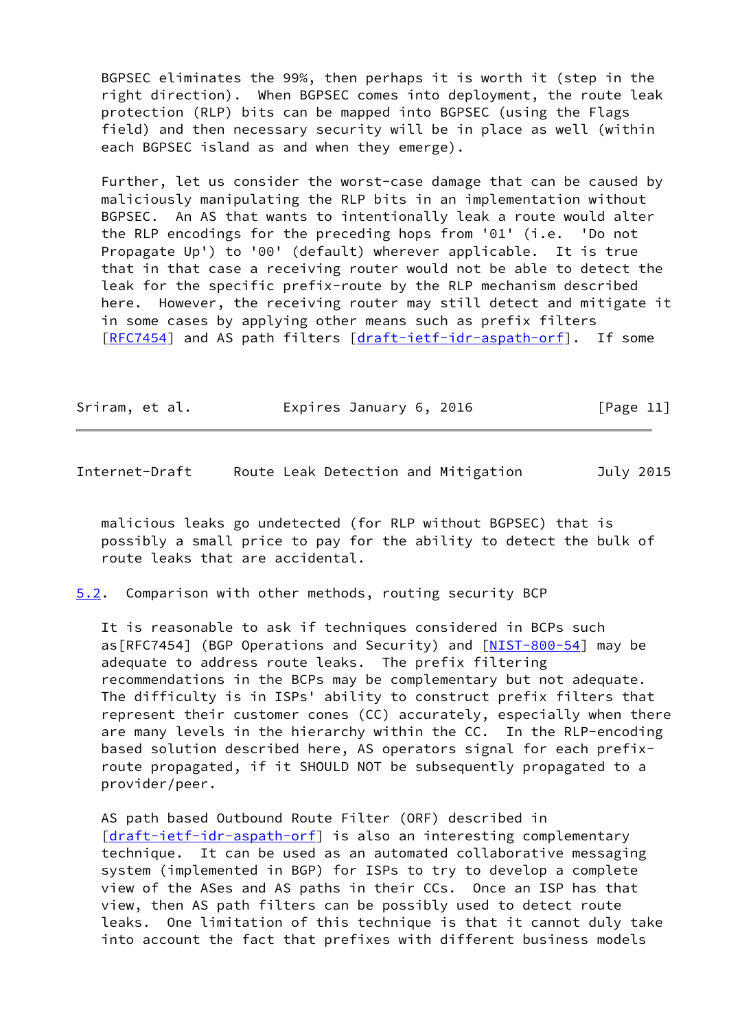BGPSEC eliminates the 99%, then perhaps it is worth it (step in the right direction). When BGPSEC comes into deployment, the route leak protection (RLP) bits can be mapped into BGPSEC (using the Flags field) and then necessary security will be in place as well (within each BGPSEC island as and when they emerge).

Further, let us consider the worst-case damage that can be caused by maliciously manipulating the RLP bits in an implementation without BGPSEC. An AS that wants to intentionally leak a route would alter the RLP encodings for the preceding hops from '01' (i.e. 'Do not Propagate Up') to '00' (default) wherever applicable. It is true that in that case a receiving router would not be able to detect the leak for the specific prefix-route by the RLP mechanism described here. However, the receiving router may still detect and mitigate it in some cases by applying other means such as prefix filters [RFC7454] and AS path filters [draft-ietf-idr-aspath-orf]. If some malicious leaks go undetected (for RLP without BGPSEC) that is possibly a small price to pay for the ability to detect the bulk of route leaks that are accidental.

## 5.2. Comparison with other methods, routing security BCP

It is reasonable to ask if techniques considered in BCPs such as[RFC7454] (BGP Operations and Security) and [NIST-800-54] may be adequate to address route leaks. The prefix filtering recommendations in the BCPs may be complementary but not adequate. The difficulty is in ISPs' ability to construct prefix filters that represent their customer cones (CC) accurately, especially when there are many levels in the hierarchy within the CC. In the RLP-encoding based solution described here, AS operators signal for each prefix-route propagated, if it SHOULD NOT be subsequently propagated to a provider/peer.

AS path based Outbound Route Filter (ORF) described in [draft-ietf-idr-aspath-orf] is also an interesting complementary technique. It can be used as an automated collaborative messaging system (implemented in BGP) for ISPs to try to develop a complete view of the ASes and AS paths in their CCs. Once an ISP has that view, then AS path filters can be possibly used to detect route leaks. One limitation of this technique is that it cannot duly take into account the fact that prefixes with different business models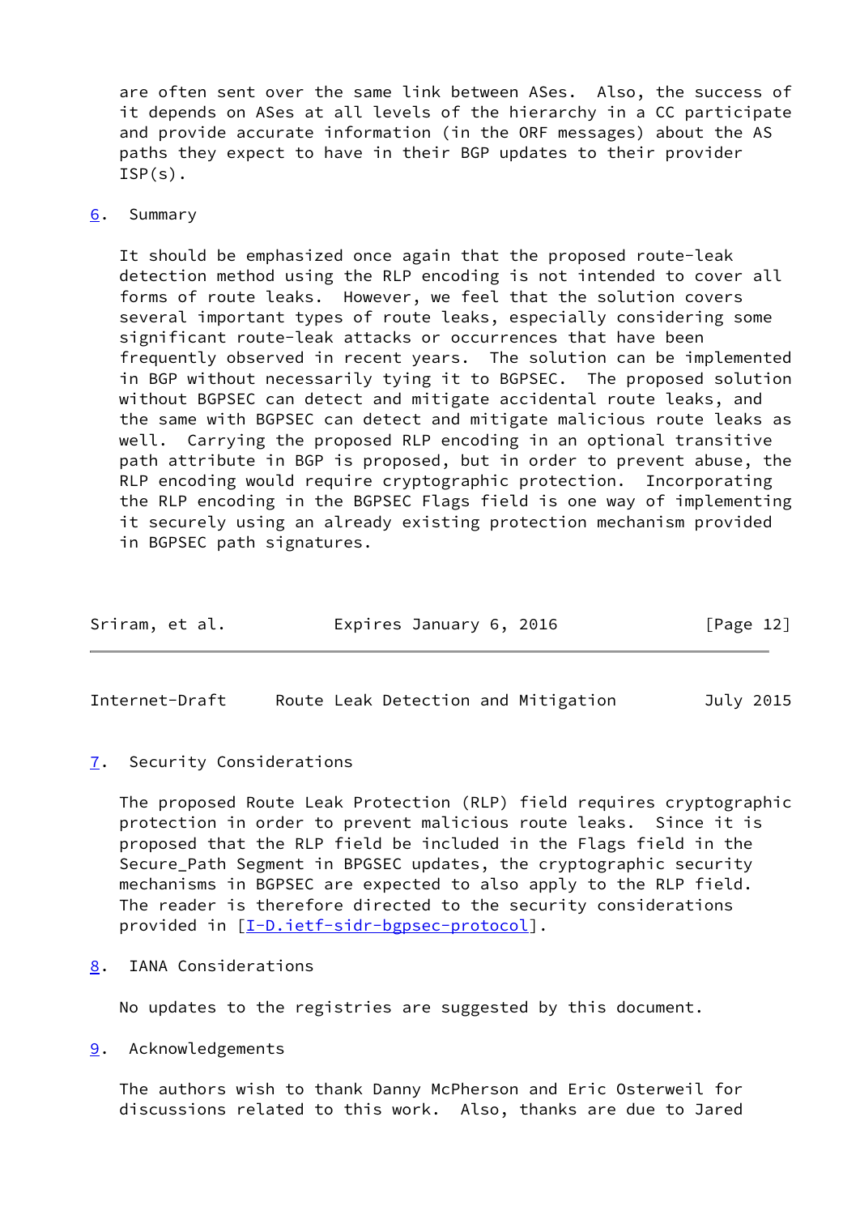are often sent over the same link between ASes. Also, the success of it depends on ASes at all levels of the hierarchy in a CC participate and provide accurate information (in the ORF messages) about the AS paths they expect to have in their BGP updates to their provider ISP(s).

## 6. Summary

It should be emphasized once again that the proposed route-leak detection method using the RLP encoding is not intended to cover all forms of route leaks. However, we feel that the solution covers several important types of route leaks, especially considering some significant route-leak attacks or occurrences that have been frequently observed in recent years. The solution can be implemented in BGP without necessarily tying it to BGPSEC. The proposed solution without BGPSEC can detect and mitigate accidental route leaks, and the same with BGPSEC can detect and mitigate malicious route leaks as well. Carrying the proposed RLP encoding in an optional transitive path attribute in BGP is proposed, but in order to prevent abuse, the RLP encoding would require cryptographic protection. Incorporating the RLP encoding in the BGPSEC Flags field is one way of implementing it securely using an already existing protection mechanism provided in BGPSEC path signatures.

## 7. Security Considerations

The proposed Route Leak Protection (RLP) field requires cryptographic protection in order to prevent malicious route leaks. Since it is proposed that the RLP field be included in the Flags field in the Secure_Path Segment in BPGSEC updates, the cryptographic security mechanisms in BGPSEC are expected to also apply to the RLP field. The reader is therefore directed to the security considerations provided in [I-D.ietf-sidr-bgpsec-protocol].

## 8. IANA Considerations

No updates to the registries are suggested by this document.

## 9. Acknowledgements

The authors wish to thank Danny McPherson and Eric Osterweil for discussions related to this work. Also, thanks are due to Jared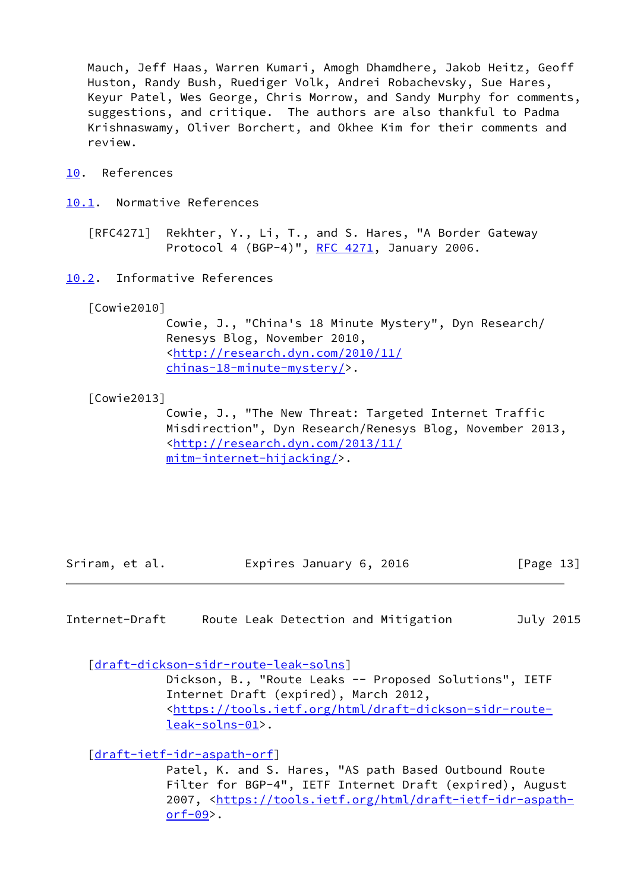Mauch, Jeff Haas, Warren Kumari, Amogh Dhamdhere, Jakob Heitz, Geoff Huston, Randy Bush, Ruediger Volk, Andrei Robachevsky, Sue Hares, Keyur Patel, Wes George, Chris Morrow, and Sandy Murphy for comments, suggestions, and critique. The authors are also thankful to Padma Krishnaswamy, Oliver Borchert, and Okhee Kim for their comments and review.

# 10. References

## 10.1. Normative References

[RFC4271] Rekhter, Y., Li, T., and S. Hares, "A Border Gateway Protocol 4 (BGP-4)", RFC 4271, January 2006.

## 10.2. Informative References

[Cowie2010]
Cowie, J., "China's 18 Minute Mystery", Dyn Research/Renesys Blog, November 2010, <http://research.dyn.com/2010/11/chinas-18-minute-mystery/>.

[Cowie2013]
Cowie, J., "The New Threat: Targeted Internet Traffic Misdirection", Dyn Research/Renesys Blog, November 2013, <http://research.dyn.com/2013/11/mitm-internet-hijacking/>.

[draft-dickson-sidr-route-leak-solns]
Dickson, B., "Route Leaks -- Proposed Solutions", IETF Internet Draft (expired), March 2012, <https://tools.ietf.org/html/draft-dickson-sidr-route-leak-solns-01>.

[draft-ietf-idr-aspath-orf]
Patel, K. and S. Hares, "AS path Based Outbound Route Filter for BGP-4", IETF Internet Draft (expired), August 2007, <https://tools.ietf.org/html/draft-ietf-idr-aspath-orf-09>.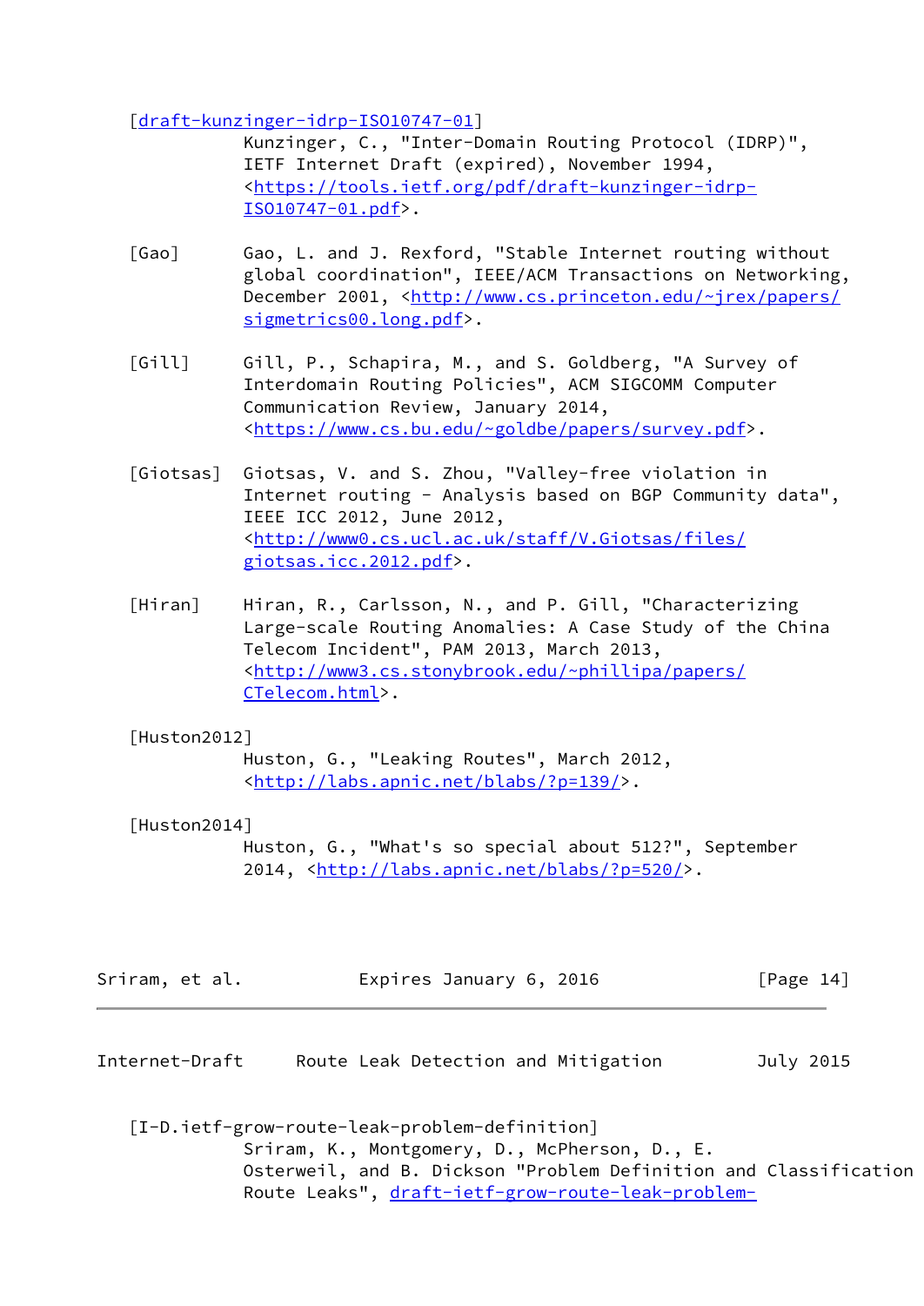[draft-kunzinger-idrp-ISO10747-01]
Kunzinger, C., "Inter-Domain Routing Protocol (IDRP)", IETF Internet Draft (expired), November 1994, <https://tools.ietf.org/pdf/draft-kunzinger-idrp-ISO10747-01.pdf>.

[Gao]
Gao, L. and J. Rexford, "Stable Internet routing without global coordination", IEEE/ACM Transactions on Networking, December 2001, <http://www.cs.princeton.edu/~jrex/papers/sigmetrics00.long.pdf>.

[Gill]
Gill, P., Schapira, M., and S. Goldberg, "A Survey of Interdomain Routing Policies", ACM SIGCOMM Computer Communication Review, January 2014, <https://www.cs.bu.edu/~goldbe/papers/survey.pdf>.

[Giotsas]
Giotsas, V. and S. Zhou, "Valley-free violation in Internet routing - Analysis based on BGP Community data", IEEE ICC 2012, June 2012, <http://www0.cs.ucl.ac.uk/staff/V.Giotsas/files/giotsas.icc.2012.pdf>.

[Hiran]
Hiran, R., Carlsson, N., and P. Gill, "Characterizing Large-scale Routing Anomalies: A Case Study of the China Telecom Incident", PAM 2013, March 2013, <http://www3.cs.stonybrook.edu/~phillipa/papers/CTelecom.html>.

[Huston2012]
Huston, G., "Leaking Routes", March 2012, <http://labs.apnic.net/blabs/?p=139/>.

[Huston2014]
Huston, G., "What's so special about 512?", September 2014, <http://labs.apnic.net/blabs/?p=520/>.

[I-D.ietf-grow-route-leak-problem-definition]
Sriram, K., Montgomery, D., McPherson, D., E. Osterweil, and B. Dickson "Problem Definition and Classification Route Leaks", draft-ietf-grow-route-leak-problem-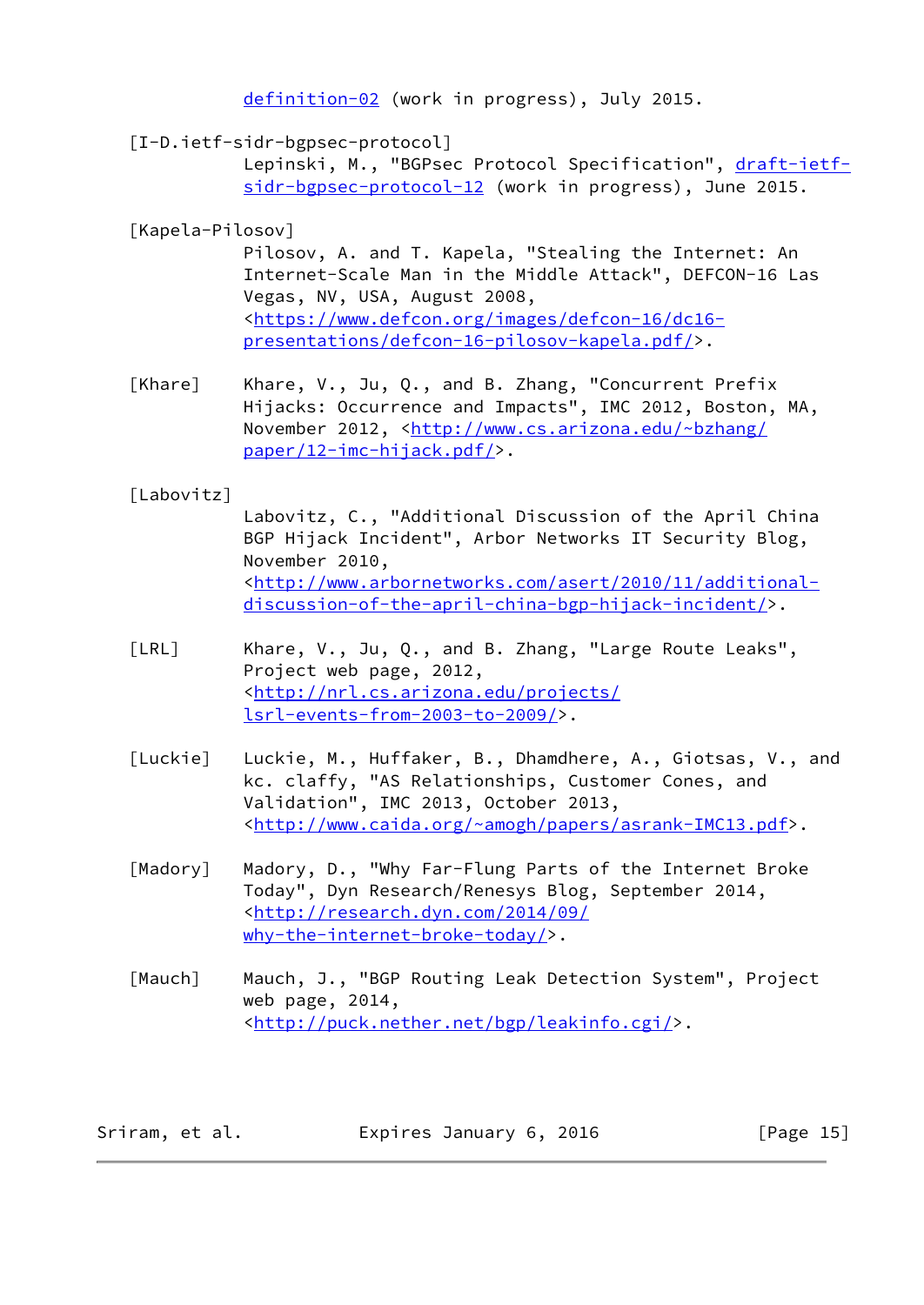definition-02 (work in progress), July 2015.

[I-D.ietf-sidr-bgpsec-protocol]
Lepinski, M., "BGPsec Protocol Specification", draft-ietf-sidr-bgpsec-protocol-12 (work in progress), June 2015.

[Kapela-Pilosov]
Pilosov, A. and T. Kapela, "Stealing the Internet: An Internet-Scale Man in the Middle Attack", DEFCON-16 Las Vegas, NV, USA, August 2008, <https://www.defcon.org/images/defcon-16/dc16-presentations/defcon-16-pilosov-kapela.pdf/>.

[Khare] Khare, V., Ju, Q., and B. Zhang, "Concurrent Prefix Hijacks: Occurrence and Impacts", IMC 2012, Boston, MA, November 2012, <http://www.cs.arizona.edu/~bzhang/paper/12-imc-hijack.pdf/>.

[Labovitz]
Labovitz, C., "Additional Discussion of the April China BGP Hijack Incident", Arbor Networks IT Security Blog, November 2010, <http://www.arbornetworks.com/asert/2010/11/additional-discussion-of-the-april-china-bgp-hijack-incident/>.

[LRL] Khare, V., Ju, Q., and B. Zhang, "Large Route Leaks", Project web page, 2012, <http://nrl.cs.arizona.edu/projects/lsrl-events-from-2003-to-2009/>.

[Luckie] Luckie, M., Huffaker, B., Dhamdhere, A., Giotsas, V., and kc. claffy, "AS Relationships, Customer Cones, and Validation", IMC 2013, October 2013, <http://www.caida.org/~amogh/papers/asrank-IMC13.pdf>.

[Madory] Madory, D., "Why Far-Flung Parts of the Internet Broke Today", Dyn Research/Renesys Blog, September 2014, <http://research.dyn.com/2014/09/why-the-internet-broke-today/>.

[Mauch] Mauch, J., "BGP Routing Leak Detection System", Project web page, 2014, <http://puck.nether.net/bgp/leakinfo.cgi/>.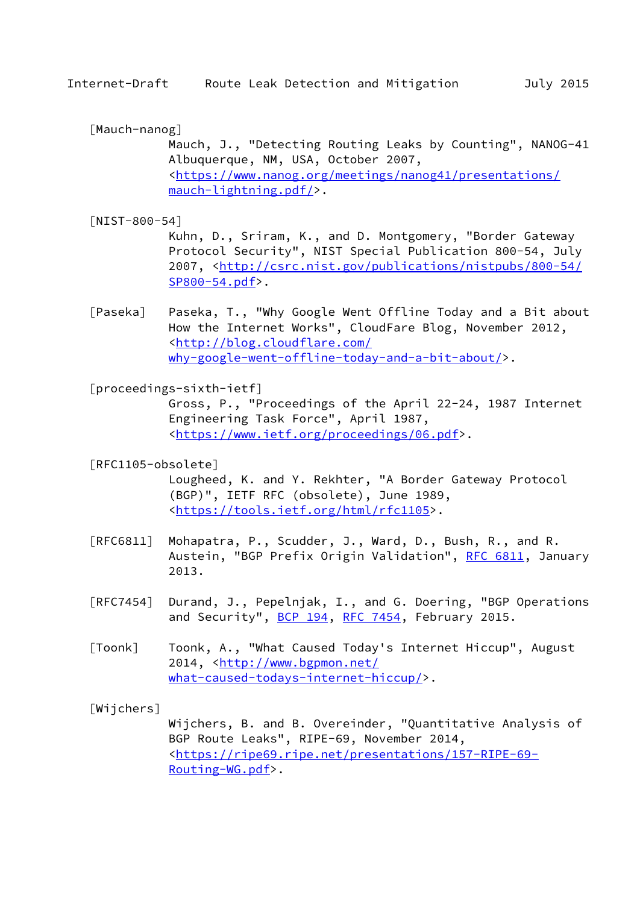[Mauch-nanog]
Mauch, J., "Detecting Routing Leaks by Counting", NANOG-41 Albuquerque, NM, USA, October 2007, <https://www.nanog.org/meetings/nanog41/presentations/mauch-lightning.pdf/>.

[NIST-800-54]
Kuhn, D., Sriram, K., and D. Montgomery, "Border Gateway Protocol Security", NIST Special Publication 800-54, July 2007, <http://csrc.nist.gov/publications/nistpubs/800-54/SP800-54.pdf>.

[Paseka]
Paseka, T., "Why Google Went Offline Today and a Bit about How the Internet Works", CloudFare Blog, November 2012, <http://blog.cloudflare.com/why-google-went-offline-today-and-a-bit-about/>.

[proceedings-sixth-ietf]
Gross, P., "Proceedings of the April 22-24, 1987 Internet Engineering Task Force", April 1987, <https://www.ietf.org/proceedings/06.pdf>.

[RFC1105-obsolete]
Lougheed, K. and Y. Rekhter, "A Border Gateway Protocol (BGP)", IETF RFC (obsolete), June 1989, <https://tools.ietf.org/html/rfc1105>.

[RFC6811]
Mohapatra, P., Scudder, J., Ward, D., Bush, R., and R. Austein, "BGP Prefix Origin Validation", RFC 6811, January 2013.

[RFC7454]
Durand, J., Pepelnjak, I., and G. Doering, "BGP Operations and Security", BCP 194, RFC 7454, February 2015.

[Toonk]
Toonk, A., "What Caused Today's Internet Hiccup", August 2014, <http://www.bgpmon.net/what-caused-todays-internet-hiccup/>.

[Wijchers]
Wijchers, B. and B. Overeinder, "Quantitative Analysis of BGP Route Leaks", RIPE-69, November 2014, <https://ripe69.ripe.net/presentations/157-RIPE-69-Routing-WG.pdf>.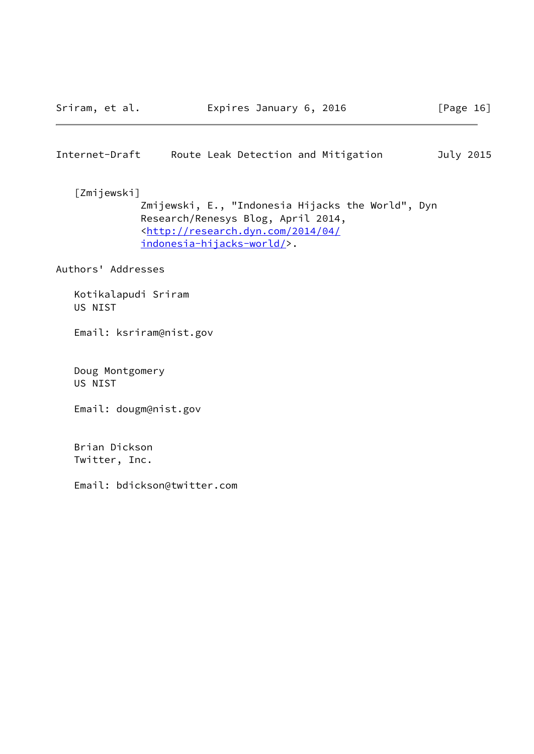[Zmijewski]
Zmijewski, E., "Indonesia Hijacks the World", Dyn Research/Renesys Blog, April 2014, <http://research.dyn.com/2014/04/indonesia-hijacks-world/>.

## Authors' Addresses

Kotikalapudi Sriram
US NIST

Email: ksriram@nist.gov

Doug Montgomery
US NIST

Email: dougm@nist.gov

Brian Dickson
Twitter, Inc.

Email: bdickson@twitter.com